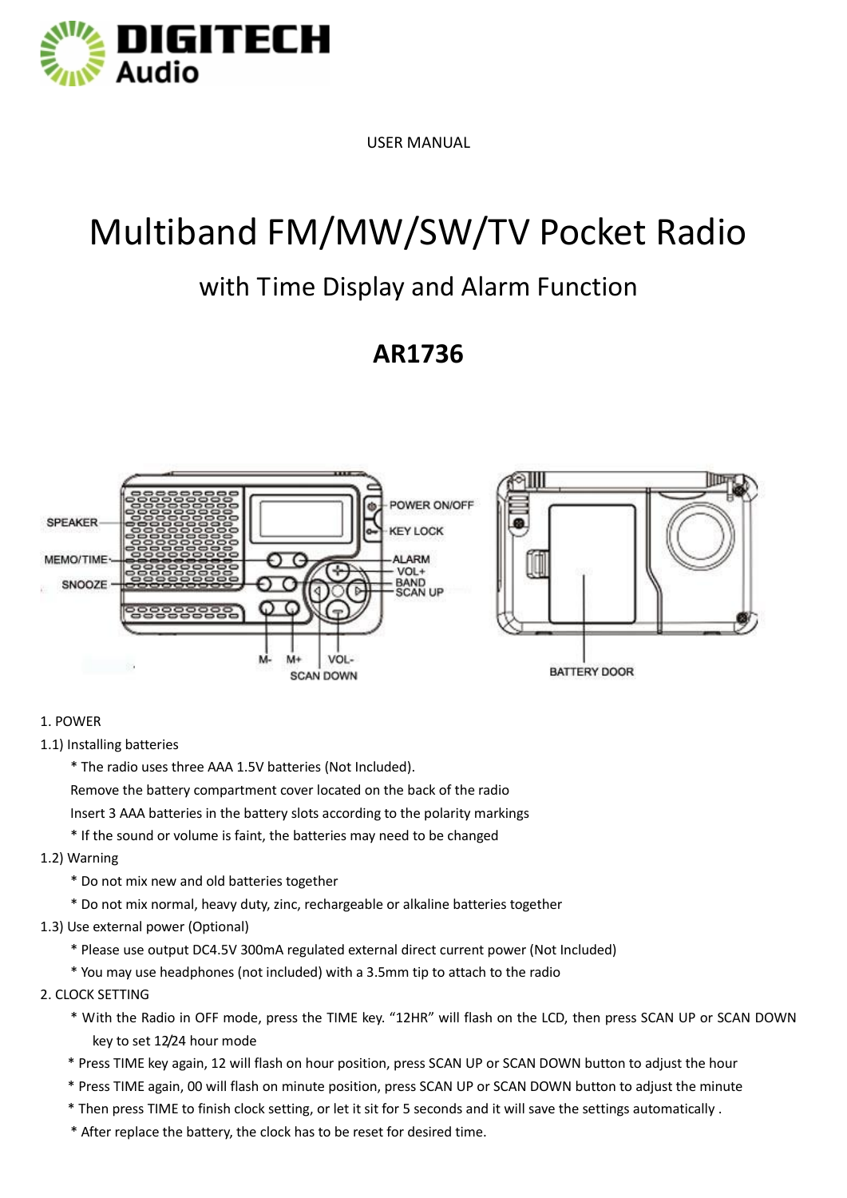DIGITECH Audio

USER MANUAL

# Multiband FM/MW/SW/TV Pocket Radio

## with Time Display and Alarm Function

## AR1736

SPEAKER
MEMO/TIME
SNOOZE
POWER ON/OFF
KEY LOCK
ALARM
VOL+
BAND
SCAN UP
M-
M+
VOL-
SCAN DOWN
BATTERY DOOR

1. POWER

1.1) Installing batteries

* The radio uses three AAA 1.5V batteries (Not Included).
  Remove the battery compartment cover located on the back of the radio
  Insert 3 AAA batteries in the battery slots according to the polarity markings
* If the sound or volume is faint, the batteries may need to be changed

1.2) Warning

* Do not mix new and old batteries together
* Do not mix normal, heavy duty, zinc, rechargeable or alkaline batteries together

1.3) Use external power (Optional)

* Please use output DC4.5V 300mA regulated external direct current power (Not Included)
* You may use headphones (not included) with a 3.5mm tip to attach to the radio

2. CLOCK SETTING

* With the Radio in OFF mode, press the TIME key. “12HR” will flash on the LCD, then press SCAN UP or SCAN DOWN key to set 12/24 hour mode
* Press TIME key again, 12 will flash on hour position, press SCAN UP or SCAN DOWN button to adjust the hour
* Press TIME again, 00 will flash on minute position, press SCAN UP or SCAN DOWN button to adjust the minute
* Then press TIME to finish clock setting, or let it sit for 5 seconds and it will save the settings automatically .
* After replace the battery, the clock has to be reset for desired time.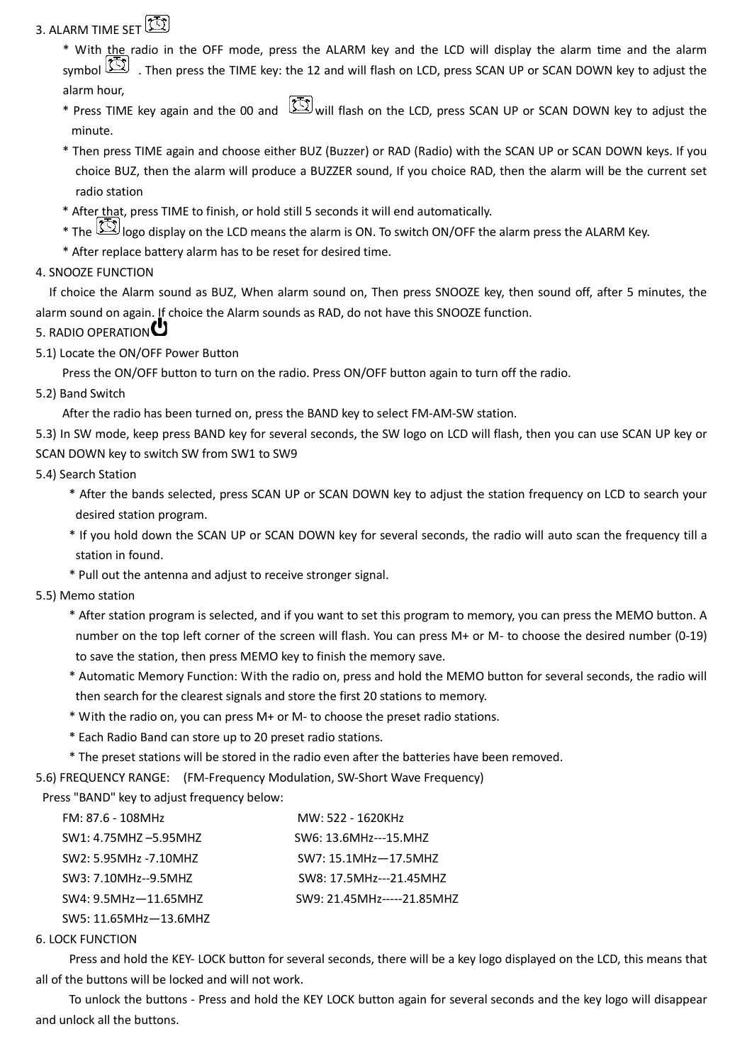3. ALARM TIME SET

* With the radio in the OFF mode, press the ALARM key and the LCD will display the alarm time and the alarm symbol . Then press the TIME key: the 12 and will flash on LCD, press SCAN UP or SCAN DOWN key to adjust the alarm hour,
* Press TIME key again and the 00 and will flash on the LCD, press SCAN UP or SCAN DOWN key to adjust the minute.
* Then press TIME again and choose either BUZ (Buzzer) or RAD (Radio) with the SCAN UP or SCAN DOWN keys. If you choice BUZ, then the alarm will produce a BUZZER sound, If you choice RAD, then the alarm will be the current set radio station
* After that, press TIME to finish, or hold still 5 seconds it will end automatically.
* The logo display on the LCD means the alarm is ON. To switch ON/OFF the alarm press the ALARM Key.
* After replace battery alarm has to be reset for desired time.

4. SNOOZE FUNCTION

If choice the Alarm sound as BUZ, When alarm sound on, Then press SNOOZE key, then sound off, after 5 minutes, the alarm sound on again. If choice the Alarm sounds as RAD, do not have this SNOOZE function.

5. RADIO OPERATION

5.1) Locate the ON/OFF Power Button

Press the ON/OFF button to turn on the radio. Press ON/OFF button again to turn off the radio.

5.2) Band Switch

After the radio has been turned on, press the BAND key to select FM-AM-SW station.

5.3) In SW mode, keep press BAND key for several seconds, the SW logo on LCD will flash, then you can use SCAN UP key or SCAN DOWN key to switch SW from SW1 to SW9

5.4) Search Station

* After the bands selected, press SCAN UP or SCAN DOWN key to adjust the station frequency on LCD to search your desired station program.
* If you hold down the SCAN UP or SCAN DOWN key for several seconds, the radio will auto scan the frequency till a station in found.
* Pull out the antenna and adjust to receive stronger signal.

5.5) Memo station

* After station program is selected, and if you want to set this program to memory, you can press the MEMO button. A number on the top left corner of the screen will flash. You can press M+ or M- to choose the desired number (0-19) to save the station, then press MEMO key to finish the memory save.
* Automatic Memory Function: With the radio on, press and hold the MEMO button for several seconds, the radio will then search for the clearest signals and store the first 20 stations to memory.
* With the radio on, you can press M+ or M- to choose the preset radio stations.
* Each Radio Band can store up to 20 preset radio stations.
* The preset stations will be stored in the radio even after the batteries have been removed.

5.6) FREQUENCY RANGE: (FM-Frequency Modulation, SW-Short Wave Frequency)

Press "BAND" key to adjust frequency below:

FM: 87.6 - 108MHz
SW1: 4.75MHZ –5.95MHZ
SW2: 5.95MHz -7.10MHZ
SW3: 7.10MHz--9.5MHZ
SW4: 9.5MHz—11.65MHZ
SW5: 11.65MHz—13.6MHZ
MW: 522 - 1620KHz
SW6: 13.6MHz---15.MHZ
SW7: 15.1MHz—17.5MHZ
SW8: 17.5MHz---21.45MHZ
SW9: 21.45MHz-----21.85MHZ

6. LOCK FUNCTION

Press and hold the KEY- LOCK button for several seconds, there will be a key logo displayed on the LCD, this means that all of the buttons will be locked and will not work.

To unlock the buttons - Press and hold the KEY LOCK button again for several seconds and the key logo will disappear and unlock all the buttons.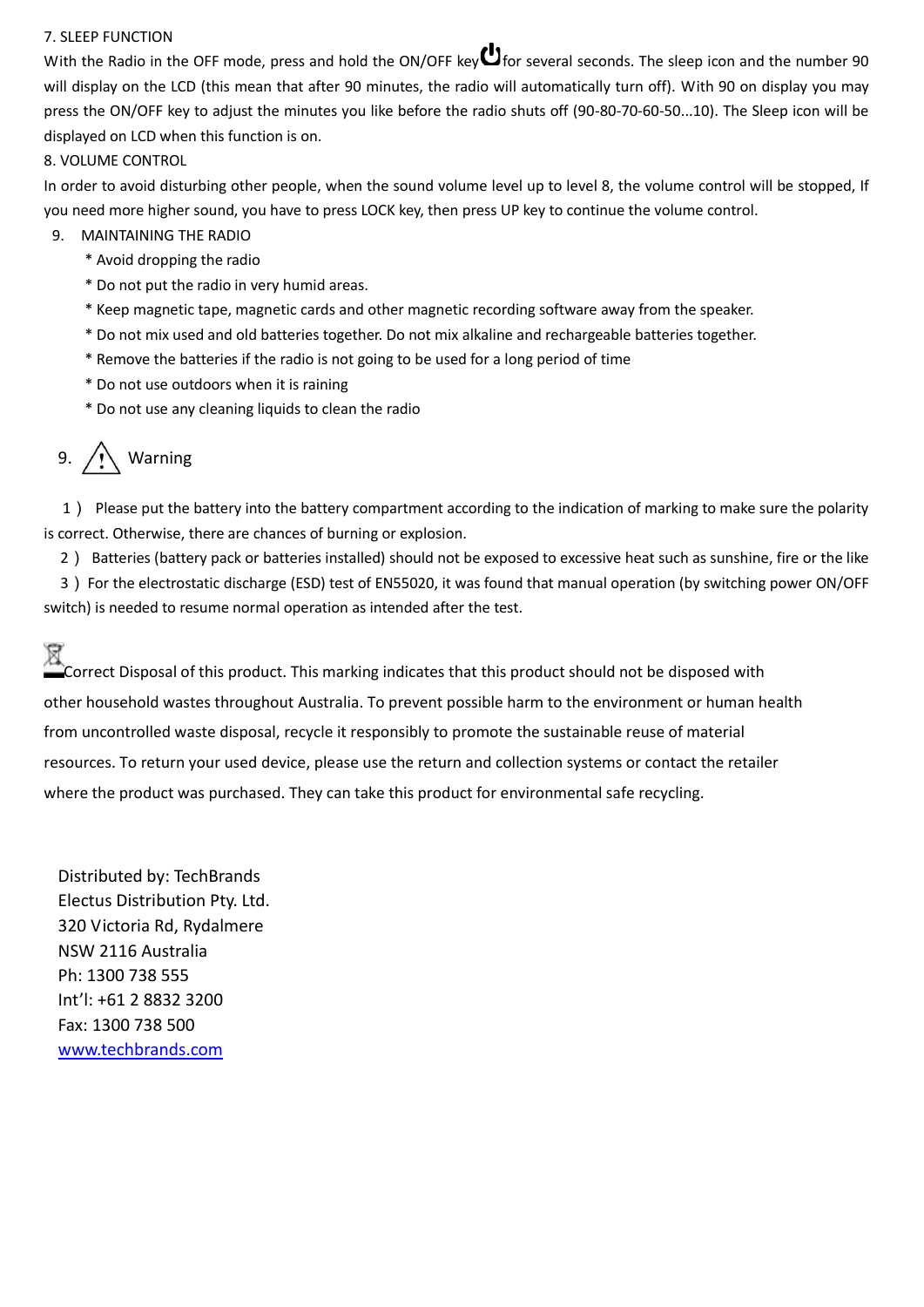7. SLEEP FUNCTION

With the Radio in the OFF mode, press and hold the ON/OFF key for several seconds. The sleep icon and the number 90 will display on the LCD (this mean that after 90 minutes, the radio will automatically turn off). With 90 on display you may press the ON/OFF key to adjust the minutes you like before the radio shuts off (90-80-70-60-50...10). The Sleep icon will be displayed on LCD when this function is on.

8. VOLUME CONTROL

In order to avoid disturbing other people, when the sound volume level up to level 8, the volume control will be stopped, If you need more higher sound, you have to press LOCK key, then press UP key to continue the volume control.

9. MAINTAINING THE RADIO

* Avoid dropping the radio
* Do not put the radio in very humid areas.
* Keep magnetic tape, magnetic cards and other magnetic recording software away from the speaker.
* Do not mix used and old batteries together. Do not mix alkaline and rechargeable batteries together.
* Remove the batteries if the radio is not going to be used for a long period of time
* Do not use outdoors when it is raining
* Do not use any cleaning liquids to clean the radio

9. ⚠ Warning

1） Please put the battery into the battery compartment according to the indication of marking to make sure the polarity is correct. Otherwise, there are chances of burning or explosion.

2） Batteries (battery pack or batteries installed) should not be exposed to excessive heat such as sunshine, fire or the like

3）For the electrostatic discharge (ESD) test of EN55020, it was found that manual operation (by switching power ON/OFF switch) is needed to resume normal operation as intended after the test.

Correct Disposal of this product. This marking indicates that this product should not be disposed with other household wastes throughout Australia. To prevent possible harm to the environment or human health from uncontrolled waste disposal, recycle it responsibly to promote the sustainable reuse of material resources. To return your used device, please use the return and collection systems or contact the retailer where the product was purchased. They can take this product for environmental safe recycling.

Distributed by: TechBrands
Electus Distribution Pty. Ltd.
320 Victoria Rd, Rydalmere
NSW 2116 Australia
Ph: 1300 738 555
Int'l: +61 2 8832 3200
Fax: 1300 738 500
www.techbrands.com